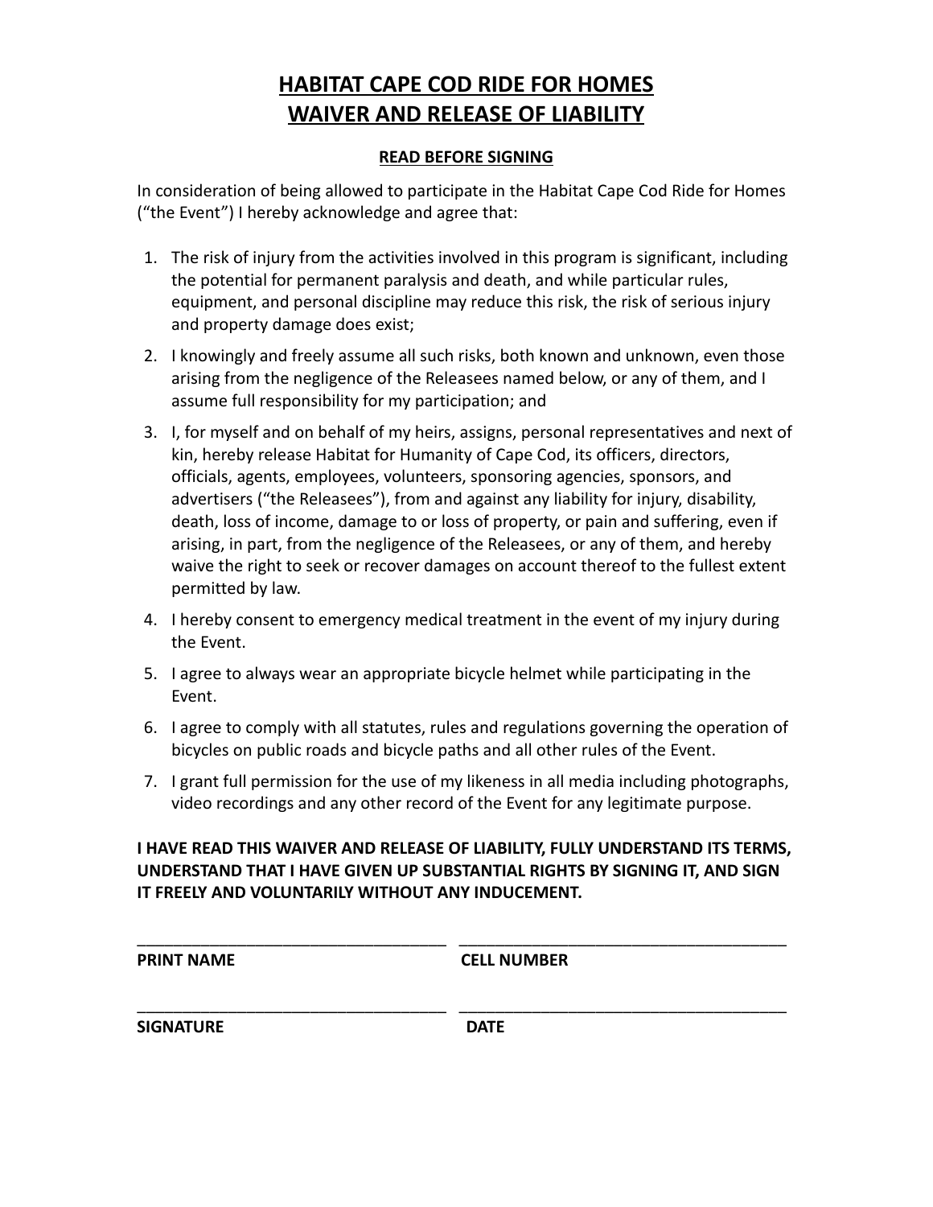# HABITAT CAPE COD RIDE FOR HOMES
# WAIVER AND RELEASE OF LIABILITY

## READ BEFORE SIGNING

In consideration of being allowed to participate in the Habitat Cape Cod Ride for Homes ("the Event") I hereby acknowledge and agree that:

1. The risk of injury from the activities involved in this program is significant, including the potential for permanent paralysis and death, and while particular rules, equipment, and personal discipline may reduce this risk, the risk of serious injury and property damage does exist;
2. I knowingly and freely assume all such risks, both known and unknown, even those arising from the negligence of the Releasees named below, or any of them, and I assume full responsibility for my participation; and
3. I, for myself and on behalf of my heirs, assigns, personal representatives and next of kin, hereby release Habitat for Humanity of Cape Cod, its officers, directors, officials, agents, employees, volunteers, sponsoring agencies, sponsors, and advertisers ("the Releasees"), from and against any liability for injury, disability, death, loss of income, damage to or loss of property, or pain and suffering, even if arising, in part, from the negligence of the Releasees, or any of them, and hereby waive the right to seek or recover damages on account thereof to the fullest extent permitted by law.
4. I hereby consent to emergency medical treatment in the event of my injury during the Event.
5. I agree to always wear an appropriate bicycle helmet while participating in the Event.
6. I agree to comply with all statutes, rules and regulations governing the operation of bicycles on public roads and bicycle paths and all other rules of the Event.
7. I grant full permission for the use of my likeness in all media including photographs, video recordings and any other record of the Event for any legitimate purpose.

**I HAVE READ THIS WAIVER AND RELEASE OF LIABILITY, FULLY UNDERSTAND ITS TERMS, UNDERSTAND THAT I HAVE GIVEN UP SUBSTANTIAL RIGHTS BY SIGNING IT, AND SIGN IT FREELY AND VOLUNTARILY WITHOUT ANY INDUCEMENT.**

| ___________________________________ | ___________________________________ |
|---|---|
| **PRINT NAME** | **CELL NUMBER** |
| ___________________________________ | ___________________________________ |
| **SIGNATURE** | **DATE** |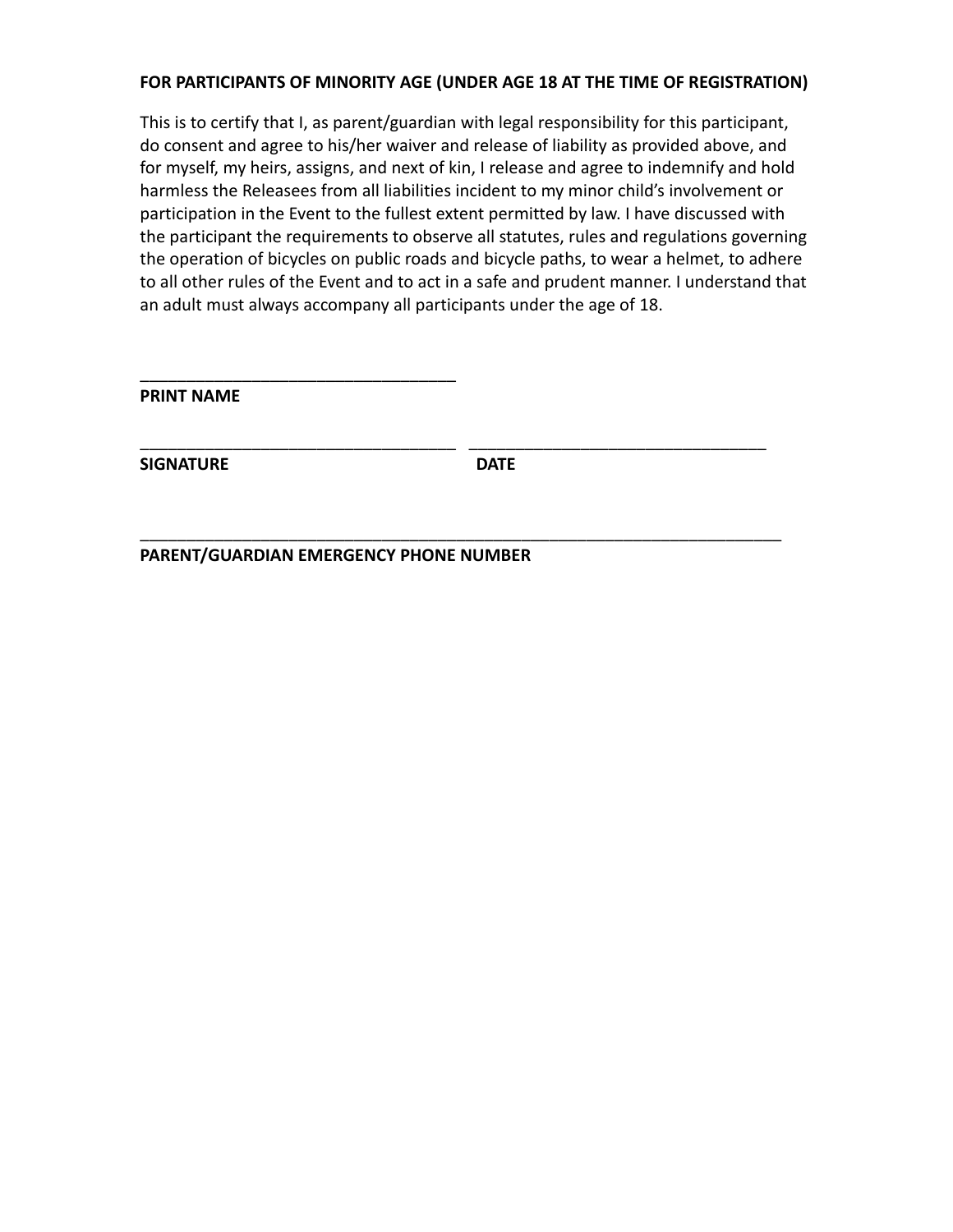**FOR PARTICIPANTS OF MINORITY AGE (UNDER AGE 18 AT THE TIME OF REGISTRATION)**

This is to certify that I, as parent/guardian with legal responsibility for this participant, do consent and agree to his/her waiver and release of liability as provided above, and for myself, my heirs, assigns, and next of kin, I release and agree to indemnify and hold harmless the Releasees from all liabilities incident to my minor child's involvement or participation in the Event to the fullest extent permitted by law. I have discussed with the participant the requirements to observe all statutes, rules and regulations governing the operation of bicycles on public roads and bicycle paths, to wear a helmet, to adhere to all other rules of the Event and to act in a safe and prudent manner. I understand that an adult must always accompany all participants under the age of 18.

___________________________________
**PRINT NAME**

___________________________________ ________________________________
**SIGNATURE** **DATE**

_______________________________________________________________________
**PARENT/GUARDIAN EMERGENCY PHONE NUMBER**